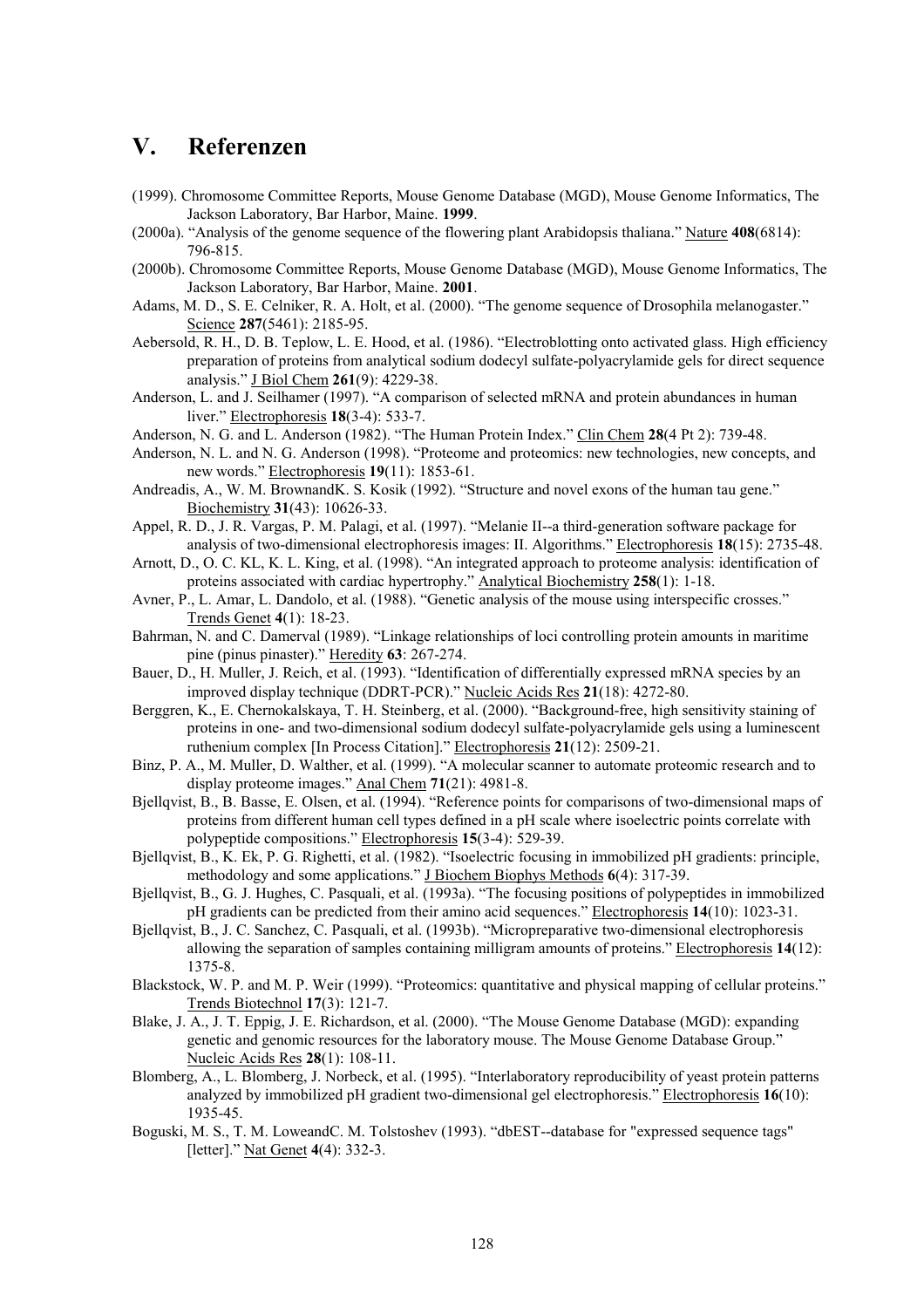# V. Referenzen

(1999). Chromosome Committee Reports, Mouse Genome Database (MGD), Mouse Genome Informatics, The Jackson Laboratory, Bar Harbor, Maine. **1999**.

(2000a). "Analysis of the genome sequence of the flowering plant Arabidopsis thaliana." Nature **408**(6814): 796-815.

(2000b). Chromosome Committee Reports, Mouse Genome Database (MGD), Mouse Genome Informatics, The Jackson Laboratory, Bar Harbor, Maine. **2001**.

Adams, M. D., S. E. Celniker, R. A. Holt, et al. (2000). "The genome sequence of Drosophila melanogaster." Science **287**(5461): 2185-95.

Aebersold, R. H., D. B. Teplow, L. E. Hood, et al. (1986). "Electroblotting onto activated glass. High efficiency preparation of proteins from analytical sodium dodecyl sulfate-polyacrylamide gels for direct sequence analysis." J Biol Chem **261**(9): 4229-38.

Anderson, L. and J. Seilhamer (1997). "A comparison of selected mRNA and protein abundances in human liver." Electrophoresis **18**(3-4): 533-7.

Anderson, N. G. and L. Anderson (1982). "The Human Protein Index." Clin Chem **28**(4 Pt 2): 739-48.

Anderson, N. L. and N. G. Anderson (1998). "Proteome and proteomics: new technologies, new concepts, and new words." Electrophoresis **19**(11): 1853-61.

Andreadis, A., W. M. BrownandK. S. Kosik (1992). "Structure and novel exons of the human tau gene." Biochemistry **31**(43): 10626-33.

Appel, R. D., J. R. Vargas, P. M. Palagi, et al. (1997). "Melanie II--a third-generation software package for analysis of two-dimensional electrophoresis images: II. Algorithms." Electrophoresis **18**(15): 2735-48.

Arnott, D., O. C. KL, K. L. King, et al. (1998). "An integrated approach to proteome analysis: identification of proteins associated with cardiac hypertrophy." Analytical Biochemistry **258**(1): 1-18.

Avner, P., L. Amar, L. Dandolo, et al. (1988). "Genetic analysis of the mouse using interspecific crosses." Trends Genet **4**(1): 18-23.

Bahrman, N. and C. Damerval (1989). "Linkage relationships of loci controlling protein amounts in maritime pine (pinus pinaster)." Heredity **63**: 267-274.

Bauer, D., H. Muller, J. Reich, et al. (1993). "Identification of differentially expressed mRNA species by an improved display technique (DDRT-PCR)." Nucleic Acids Res **21**(18): 4272-80.

Berggren, K., E. Chernokalskaya, T. H. Steinberg, et al. (2000). "Background-free, high sensitivity staining of proteins in one- and two-dimensional sodium dodecyl sulfate-polyacrylamide gels using a luminescent ruthenium complex [In Process Citation]." Electrophoresis **21**(12): 2509-21.

Binz, P. A., M. Muller, D. Walther, et al. (1999). "A molecular scanner to automate proteomic research and to display proteome images." Anal Chem **71**(21): 4981-8.

Bjellqvist, B., B. Basse, E. Olsen, et al. (1994). "Reference points for comparisons of two-dimensional maps of proteins from different human cell types defined in a pH scale where isoelectric points correlate with polypeptide compositions." Electrophoresis **15**(3-4): 529-39.

Bjellqvist, B., K. Ek, P. G. Righetti, et al. (1982). "Isoelectric focusing in immobilized pH gradients: principle, methodology and some applications." J Biochem Biophys Methods **6**(4): 317-39.

Bjellqvist, B., G. J. Hughes, C. Pasquali, et al. (1993a). "The focusing positions of polypeptides in immobilized pH gradients can be predicted from their amino acid sequences." Electrophoresis **14**(10): 1023-31.

Bjellqvist, B., J. C. Sanchez, C. Pasquali, et al. (1993b). "Micropreparative two-dimensional electrophoresis allowing the separation of samples containing milligram amounts of proteins." Electrophoresis **14**(12): 1375-8.

Blackstock, W. P. and M. P. Weir (1999). "Proteomics: quantitative and physical mapping of cellular proteins." Trends Biotechnol **17**(3): 121-7.

Blake, J. A., J. T. Eppig, J. E. Richardson, et al. (2000). "The Mouse Genome Database (MGD): expanding genetic and genomic resources for the laboratory mouse. The Mouse Genome Database Group." Nucleic Acids Res **28**(1): 108-11.

Blomberg, A., L. Blomberg, J. Norbeck, et al. (1995). "Interlaboratory reproducibility of yeast protein patterns analyzed by immobilized pH gradient two-dimensional gel electrophoresis." Electrophoresis **16**(10): 1935-45.

Boguski, M. S., T. M. LoweandC. M. Tolstoshev (1993). "dbEST--database for "expressed sequence tags" [letter]." Nat Genet **4**(4): 332-3.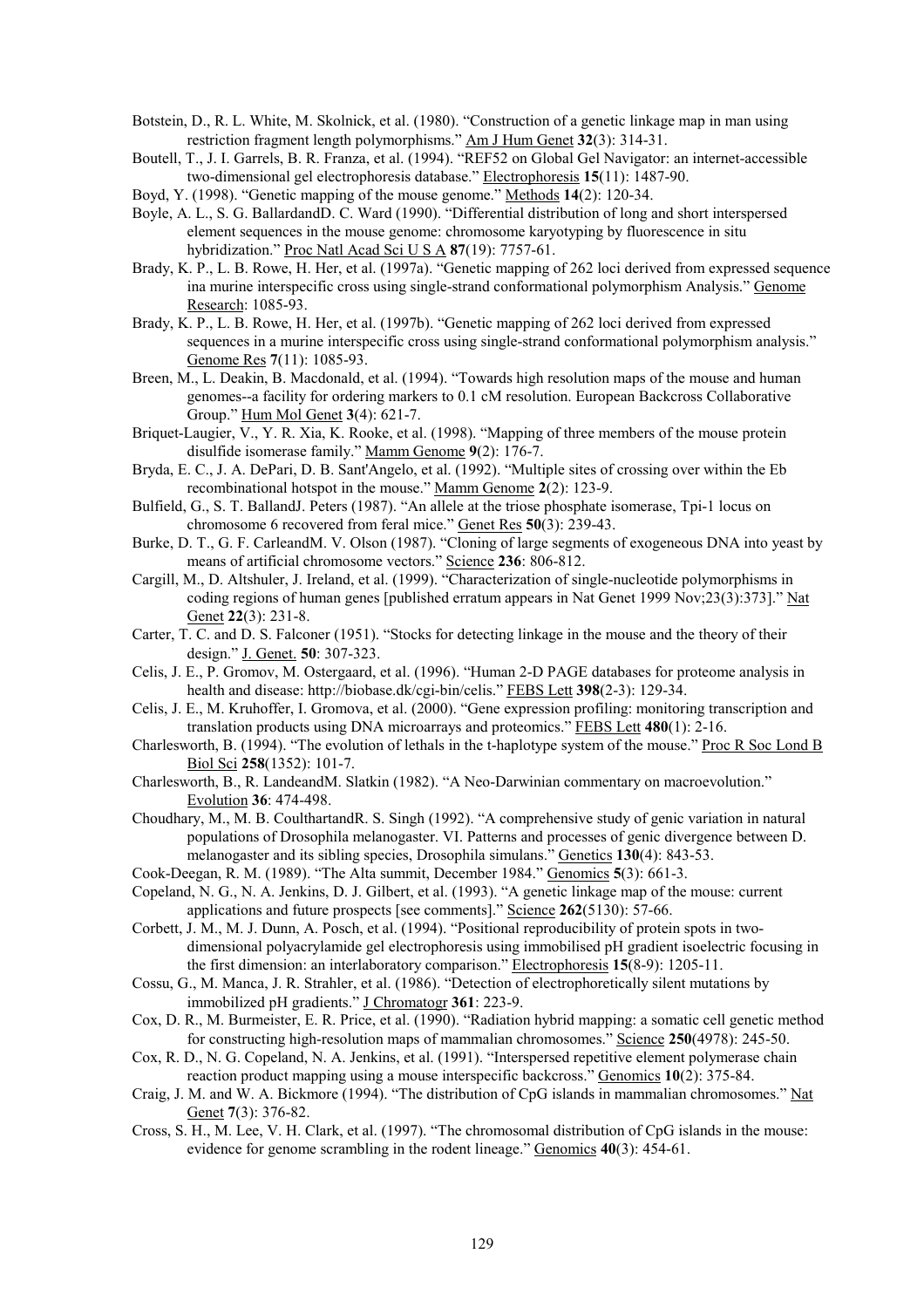Botstein, D., R. L. White, M. Skolnick, et al. (1980). "Construction of a genetic linkage map in man using restriction fragment length polymorphisms." Am J Hum Genet **32**(3): 314-31.

Boutell, T., J. I. Garrels, B. R. Franza, et al. (1994). "REF52 on Global Gel Navigator: an internet-accessible two-dimensional gel electrophoresis database." Electrophoresis **15**(11): 1487-90.

Boyd, Y. (1998). "Genetic mapping of the mouse genome." Methods **14**(2): 120-34.

Boyle, A. L., S. G. BallardandD. C. Ward (1990). "Differential distribution of long and short interspersed element sequences in the mouse genome: chromosome karyotyping by fluorescence in situ hybridization." Proc Natl Acad Sci U S A **87**(19): 7757-61.

Brady, K. P., L. B. Rowe, H. Her, et al. (1997a). "Genetic mapping of 262 loci derived from expressed sequence ina murine interspecific cross using single-strand conformational polymorphism Analysis." Genome Research: 1085-93.

Brady, K. P., L. B. Rowe, H. Her, et al. (1997b). "Genetic mapping of 262 loci derived from expressed sequences in a murine interspecific cross using single-strand conformational polymorphism analysis." Genome Res **7**(11): 1085-93.

Breen, M., L. Deakin, B. Macdonald, et al. (1994). "Towards high resolution maps of the mouse and human genomes--a facility for ordering markers to 0.1 cM resolution. European Backcross Collaborative Group." Hum Mol Genet **3**(4): 621-7.

Briquet-Laugier, V., Y. R. Xia, K. Rooke, et al. (1998). "Mapping of three members of the mouse protein disulfide isomerase family." Mamm Genome **9**(2): 176-7.

Bryda, E. C., J. A. DePari, D. B. Sant'Angelo, et al. (1992). "Multiple sites of crossing over within the Eb recombinational hotspot in the mouse." Mamm Genome **2**(2): 123-9.

Bulfield, G., S. T. BallandJ. Peters (1987). "An allele at the triose phosphate isomerase, Tpi-1 locus on chromosome 6 recovered from feral mice." Genet Res **50**(3): 239-43.

Burke, D. T., G. F. CarleandM. V. Olson (1987). "Cloning of large segments of exogeneous DNA into yeast by means of artificial chromosome vectors." Science **236**: 806-812.

Cargill, M., D. Altshuler, J. Ireland, et al. (1999). "Characterization of single-nucleotide polymorphisms in coding regions of human genes [published erratum appears in Nat Genet 1999 Nov;23(3):373]." Nat Genet **22**(3): 231-8.

Carter, T. C. and D. S. Falconer (1951). "Stocks for detecting linkage in the mouse and the theory of their design." J. Genet. **50**: 307-323.

Celis, J. E., P. Gromov, M. Ostergaard, et al. (1996). "Human 2-D PAGE databases for proteome analysis in health and disease: http://biobase.dk/cgi-bin/celis." FEBS Lett **398**(2-3): 129-34.

Celis, J. E., M. Kruhoffer, I. Gromova, et al. (2000). "Gene expression profiling: monitoring transcription and translation products using DNA microarrays and proteomics." FEBS Lett **480**(1): 2-16.

Charlesworth, B. (1994). "The evolution of lethals in the t-haplotype system of the mouse." Proc R Soc Lond B Biol Sci **258**(1352): 101-7.

Charlesworth, B., R. LandeandM. Slatkin (1982). "A Neo-Darwinian commentary on macroevolution." Evolution **36**: 474-498.

Choudhary, M., M. B. CoulthartandR. S. Singh (1992). "A comprehensive study of genic variation in natural populations of Drosophila melanogaster. VI. Patterns and processes of genic divergence between D. melanogaster and its sibling species, Drosophila simulans." Genetics **130**(4): 843-53.

Cook-Deegan, R. M. (1989). "The Alta summit, December 1984." Genomics **5**(3): 661-3.

Copeland, N. G., N. A. Jenkins, D. J. Gilbert, et al. (1993). "A genetic linkage map of the mouse: current applications and future prospects [see comments]." Science **262**(5130): 57-66.

Corbett, J. M., M. J. Dunn, A. Posch, et al. (1994). "Positional reproducibility of protein spots in two-dimensional polyacrylamide gel electrophoresis using immobilised pH gradient isoelectric focusing in the first dimension: an interlaboratory comparison." Electrophoresis **15**(8-9): 1205-11.

Cossu, G., M. Manca, J. R. Strahler, et al. (1986). "Detection of electrophoretically silent mutations by immobilized pH gradients." J Chromatogr **361**: 223-9.

Cox, D. R., M. Burmeister, E. R. Price, et al. (1990). "Radiation hybrid mapping: a somatic cell genetic method for constructing high-resolution maps of mammalian chromosomes." Science **250**(4978): 245-50.

Cox, R. D., N. G. Copeland, N. A. Jenkins, et al. (1991). "Interspersed repetitive element polymerase chain reaction product mapping using a mouse interspecific backcross." Genomics **10**(2): 375-84.

Craig, J. M. and W. A. Bickmore (1994). "The distribution of CpG islands in mammalian chromosomes." Nat Genet **7**(3): 376-82.

Cross, S. H., M. Lee, V. H. Clark, et al. (1997). "The chromosomal distribution of CpG islands in the mouse: evidence for genome scrambling in the rodent lineage." Genomics **40**(3): 454-61.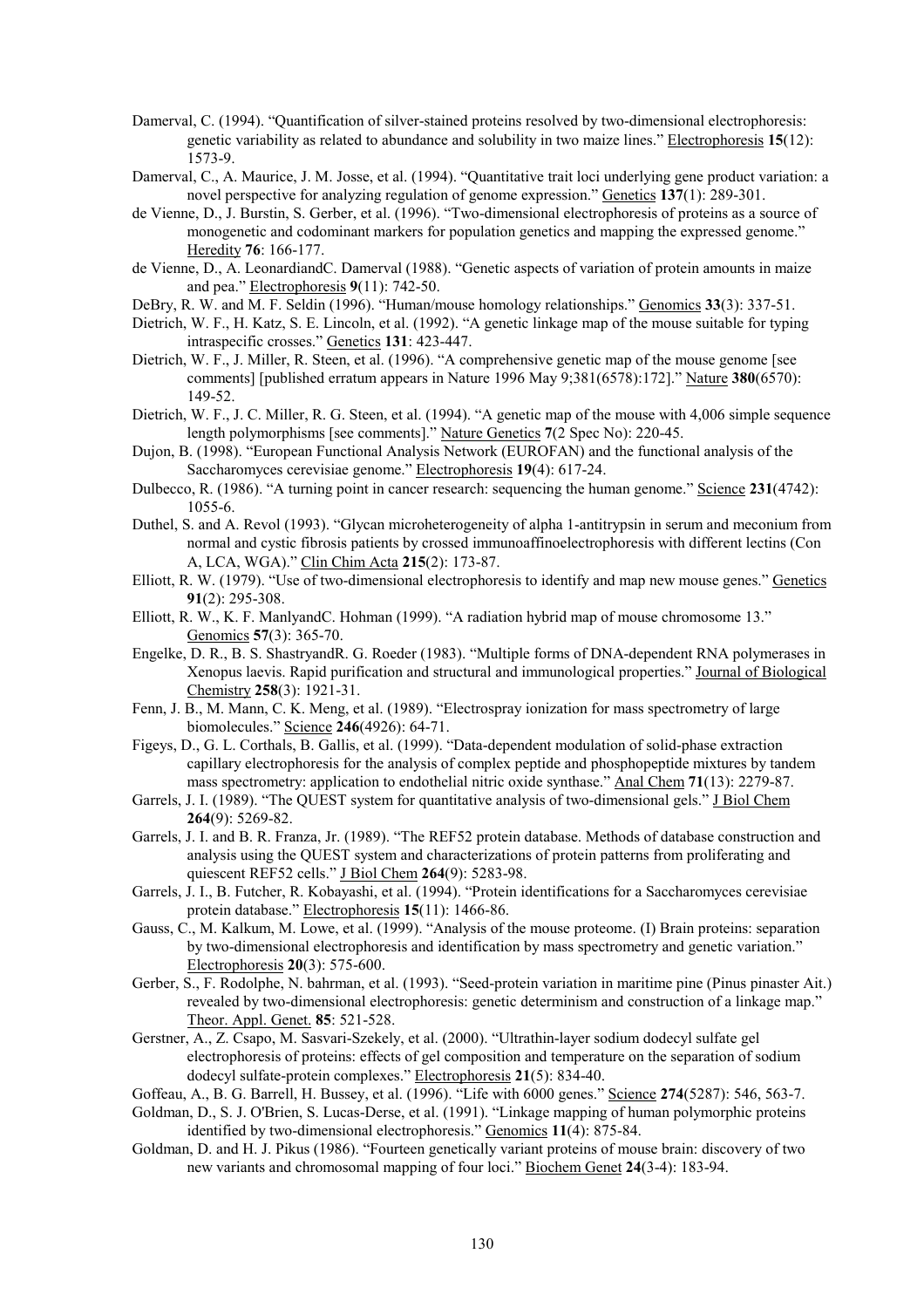Damerval, C. (1994). "Quantification of silver-stained proteins resolved by two-dimensional electrophoresis: genetic variability as related to abundance and solubility in two maize lines." Electrophoresis **15**(12): 1573-9.

Damerval, C., A. Maurice, J. M. Josse, et al. (1994). "Quantitative trait loci underlying gene product variation: a novel perspective for analyzing regulation of genome expression." Genetics **137**(1): 289-301.

de Vienne, D., J. Burstin, S. Gerber, et al. (1996). "Two-dimensional electrophoresis of proteins as a source of monogenetic and codominant markers for population genetics and mapping the expressed genome." Heredity **76**: 166-177.

de Vienne, D., A. LeonardiandC. Damerval (1988). "Genetic aspects of variation of protein amounts in maize and pea." Electrophoresis **9**(11): 742-50.

DeBry, R. W. and M. F. Seldin (1996). "Human/mouse homology relationships." Genomics **33**(3): 337-51.

Dietrich, W. F., H. Katz, S. E. Lincoln, et al. (1992). "A genetic linkage map of the mouse suitable for typing intraspecific crosses." Genetics **131**: 423-447.

Dietrich, W. F., J. Miller, R. Steen, et al. (1996). "A comprehensive genetic map of the mouse genome [see comments] [published erratum appears in Nature 1996 May 9;381(6578):172]." Nature **380**(6570): 149-52.

Dietrich, W. F., J. C. Miller, R. G. Steen, et al. (1994). "A genetic map of the mouse with 4,006 simple sequence length polymorphisms [see comments]." Nature Genetics **7**(2 Spec No): 220-45.

Dujon, B. (1998). "European Functional Analysis Network (EUROFAN) and the functional analysis of the Saccharomyces cerevisiae genome." Electrophoresis **19**(4): 617-24.

Dulbecco, R. (1986). "A turning point in cancer research: sequencing the human genome." Science **231**(4742): 1055-6.

Duthel, S. and A. Revol (1993). "Glycan microheterogeneity of alpha 1-antitrypsin in serum and meconium from normal and cystic fibrosis patients by crossed immunoaffinoelectrophoresis with different lectins (Con A, LCA, WGA)." Clin Chim Acta **215**(2): 173-87.

Elliott, R. W. (1979). "Use of two-dimensional electrophoresis to identify and map new mouse genes." Genetics **91**(2): 295-308.

Elliott, R. W., K. F. ManlyandC. Hohman (1999). "A radiation hybrid map of mouse chromosome 13." Genomics **57**(3): 365-70.

Engelke, D. R., B. S. ShastryandR. G. Roeder (1983). "Multiple forms of DNA-dependent RNA polymerases in Xenopus laevis. Rapid purification and structural and immunological properties." Journal of Biological Chemistry **258**(3): 1921-31.

Fenn, J. B., M. Mann, C. K. Meng, et al. (1989). "Electrospray ionization for mass spectrometry of large biomolecules." Science **246**(4926): 64-71.

Figeys, D., G. L. Corthals, B. Gallis, et al. (1999). "Data-dependent modulation of solid-phase extraction capillary electrophoresis for the analysis of complex peptide and phosphopeptide mixtures by tandem mass spectrometry: application to endothelial nitric oxide synthase." Anal Chem **71**(13): 2279-87.

Garrels, J. I. (1989). "The QUEST system for quantitative analysis of two-dimensional gels." J Biol Chem **264**(9): 5269-82.

Garrels, J. I. and B. R. Franza, Jr. (1989). "The REF52 protein database. Methods of database construction and analysis using the QUEST system and characterizations of protein patterns from proliferating and quiescent REF52 cells." J Biol Chem **264**(9): 5283-98.

Garrels, J. I., B. Futcher, R. Kobayashi, et al. (1994). "Protein identifications for a Saccharomyces cerevisiae protein database." Electrophoresis **15**(11): 1466-86.

Gauss, C., M. Kalkum, M. Lowe, et al. (1999). "Analysis of the mouse proteome. (I) Brain proteins: separation by two-dimensional electrophoresis and identification by mass spectrometry and genetic variation." Electrophoresis **20**(3): 575-600.

Gerber, S., F. Rodolphe, N. bahrman, et al. (1993). "Seed-protein variation in maritime pine (Pinus pinaster Ait.) revealed by two-dimensional electrophoresis: genetic determinism and construction of a linkage map." Theor. Appl. Genet. **85**: 521-528.

Gerstner, A., Z. Csapo, M. Sasvari-Szekely, et al. (2000). "Ultrathin-layer sodium dodecyl sulfate gel electrophoresis of proteins: effects of gel composition and temperature on the separation of sodium dodecyl sulfate-protein complexes." Electrophoresis **21**(5): 834-40.

Goffeau, A., B. G. Barrell, H. Bussey, et al. (1996). "Life with 6000 genes." Science **274**(5287): 546, 563-7.

Goldman, D., S. J. O'Brien, S. Lucas-Derse, et al. (1991). "Linkage mapping of human polymorphic proteins identified by two-dimensional electrophoresis." Genomics **11**(4): 875-84.

Goldman, D. and H. J. Pikus (1986). "Fourteen genetically variant proteins of mouse brain: discovery of two new variants and chromosomal mapping of four loci." Biochem Genet **24**(3-4): 183-94.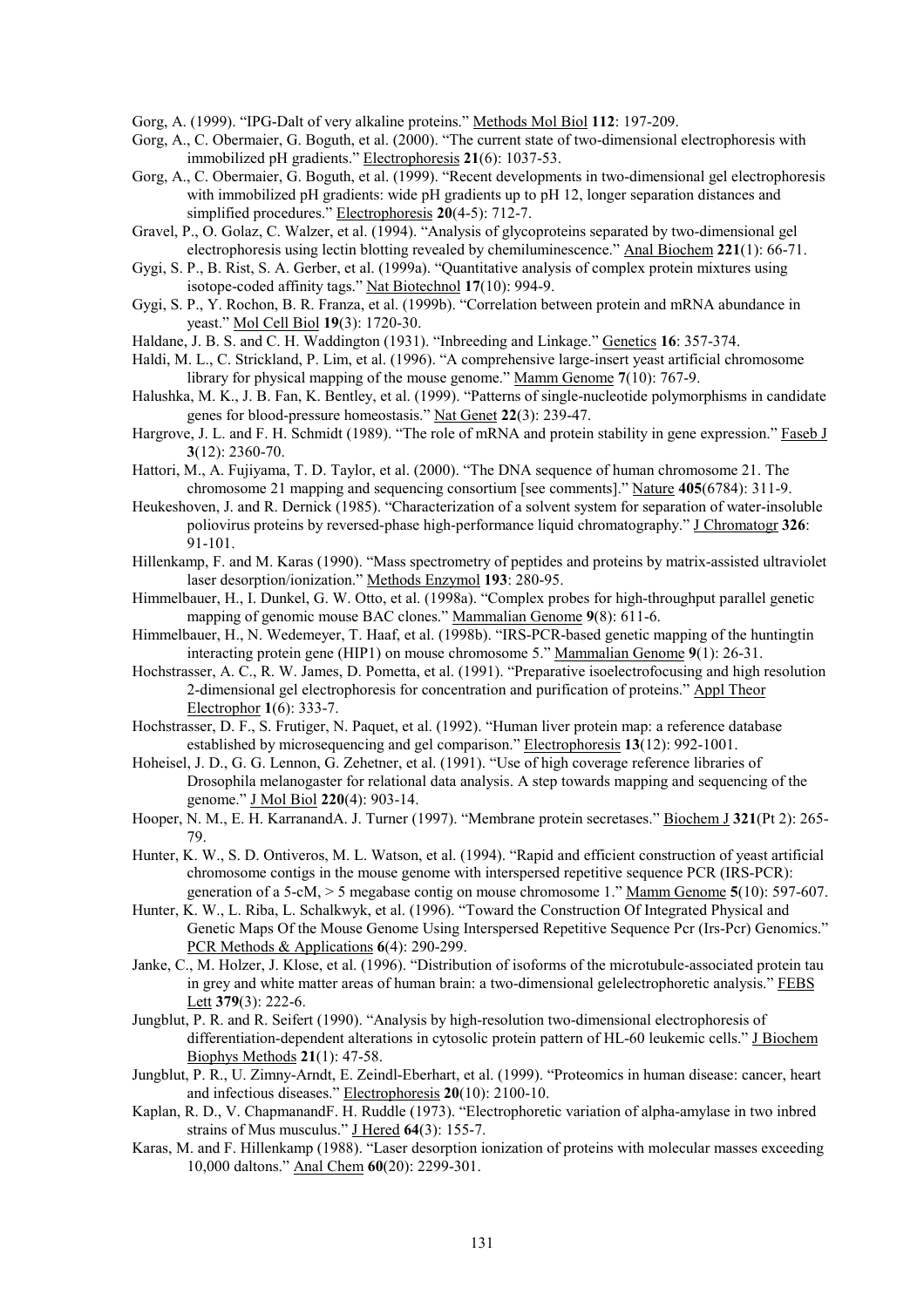Gorg, A. (1999). "IPG-Dalt of very alkaline proteins." Methods Mol Biol **112**: 197-209.

Gorg, A., C. Obermaier, G. Boguth, et al. (2000). "The current state of two-dimensional electrophoresis with immobilized pH gradients." Electrophoresis **21**(6): 1037-53.

Gorg, A., C. Obermaier, G. Boguth, et al. (1999). "Recent developments in two-dimensional gel electrophoresis with immobilized pH gradients: wide pH gradients up to pH 12, longer separation distances and simplified procedures." Electrophoresis **20**(4-5): 712-7.

Gravel, P., O. Golaz, C. Walzer, et al. (1994). "Analysis of glycoproteins separated by two-dimensional gel electrophoresis using lectin blotting revealed by chemiluminescence." Anal Biochem **221**(1): 66-71.

Gygi, S. P., B. Rist, S. A. Gerber, et al. (1999a). "Quantitative analysis of complex protein mixtures using isotope-coded affinity tags." Nat Biotechnol **17**(10): 994-9.

Gygi, S. P., Y. Rochon, B. R. Franza, et al. (1999b). "Correlation between protein and mRNA abundance in yeast." Mol Cell Biol **19**(3): 1720-30.

Haldane, J. B. S. and C. H. Waddington (1931). "Inbreeding and Linkage." Genetics **16**: 357-374.

Haldi, M. L., C. Strickland, P. Lim, et al. (1996). "A comprehensive large-insert yeast artificial chromosome library for physical mapping of the mouse genome." Mamm Genome **7**(10): 767-9.

Halushka, M. K., J. B. Fan, K. Bentley, et al. (1999). "Patterns of single-nucleotide polymorphisms in candidate genes for blood-pressure homeostasis." Nat Genet **22**(3): 239-47.

Hargrove, J. L. and F. H. Schmidt (1989). "The role of mRNA and protein stability in gene expression." Faseb J **3**(12): 2360-70.

Hattori, M., A. Fujiyama, T. D. Taylor, et al. (2000). "The DNA sequence of human chromosome 21. The chromosome 21 mapping and sequencing consortium [see comments]." Nature **405**(6784): 311-9.

Heukeshoven, J. and R. Dernick (1985). "Characterization of a solvent system for separation of water-insoluble poliovirus proteins by reversed-phase high-performance liquid chromatography." J Chromatogr **326**: 91-101.

Hillenkamp, F. and M. Karas (1990). "Mass spectrometry of peptides and proteins by matrix-assisted ultraviolet laser desorption/ionization." Methods Enzymol **193**: 280-95.

Himmelbauer, H., I. Dunkel, G. W. Otto, et al. (1998a). "Complex probes for high-throughput parallel genetic mapping of genomic mouse BAC clones." Mammalian Genome **9**(8): 611-6.

Himmelbauer, H., N. Wedemeyer, T. Haaf, et al. (1998b). "IRS-PCR-based genetic mapping of the huntingtin interacting protein gene (HIP1) on mouse chromosome 5." Mammalian Genome **9**(1): 26-31.

Hochstrasser, A. C., R. W. James, D. Pometta, et al. (1991). "Preparative isoelectrofocusing and high resolution 2-dimensional gel electrophoresis for concentration and purification of proteins." Appl Theor Electrophor **1**(6): 333-7.

Hochstrasser, D. F., S. Frutiger, N. Paquet, et al. (1992). "Human liver protein map: a reference database established by microsequencing and gel comparison." Electrophoresis **13**(12): 992-1001.

Hoheisel, J. D., G. G. Lennon, G. Zehetner, et al. (1991). "Use of high coverage reference libraries of Drosophila melanogaster for relational data analysis. A step towards mapping and sequencing of the genome." J Mol Biol **220**(4): 903-14.

Hooper, N. M., E. H. KarranandA. J. Turner (1997). "Membrane protein secretases." Biochem J **321**(Pt 2): 265-79.

Hunter, K. W., S. D. Ontiveros, M. L. Watson, et al. (1994). "Rapid and efficient construction of yeast artificial chromosome contigs in the mouse genome with interspersed repetitive sequence PCR (IRS-PCR): generation of a 5-cM, > 5 megabase contig on mouse chromosome 1." Mamm Genome **5**(10): 597-607.

Hunter, K. W., L. Riba, L. Schalkwyk, et al. (1996). "Toward the Construction Of Integrated Physical and Genetic Maps Of the Mouse Genome Using Interspersed Repetitive Sequence Pcr (Irs-Pcr) Genomics." PCR Methods & Applications **6**(4): 290-299.

Janke, C., M. Holzer, J. Klose, et al. (1996). "Distribution of isoforms of the microtubule-associated protein tau in grey and white matter areas of human brain: a two-dimensional gelelectrophoretic analysis." FEBS Lett **379**(3): 222-6.

Jungblut, P. R. and R. Seifert (1990). "Analysis by high-resolution two-dimensional electrophoresis of differentiation-dependent alterations in cytosolic protein pattern of HL-60 leukemic cells." J Biochem Biophys Methods **21**(1): 47-58.

Jungblut, P. R., U. Zimny-Arndt, E. Zeindl-Eberhart, et al. (1999). "Proteomics in human disease: cancer, heart and infectious diseases." Electrophoresis **20**(10): 2100-10.

Kaplan, R. D., V. ChapmanandF. H. Ruddle (1973). "Electrophoretic variation of alpha-amylase in two inbred strains of Mus musculus." J Hered **64**(3): 155-7.

Karas, M. and F. Hillenkamp (1988). "Laser desorption ionization of proteins with molecular masses exceeding 10,000 daltons." Anal Chem **60**(20): 2299-301.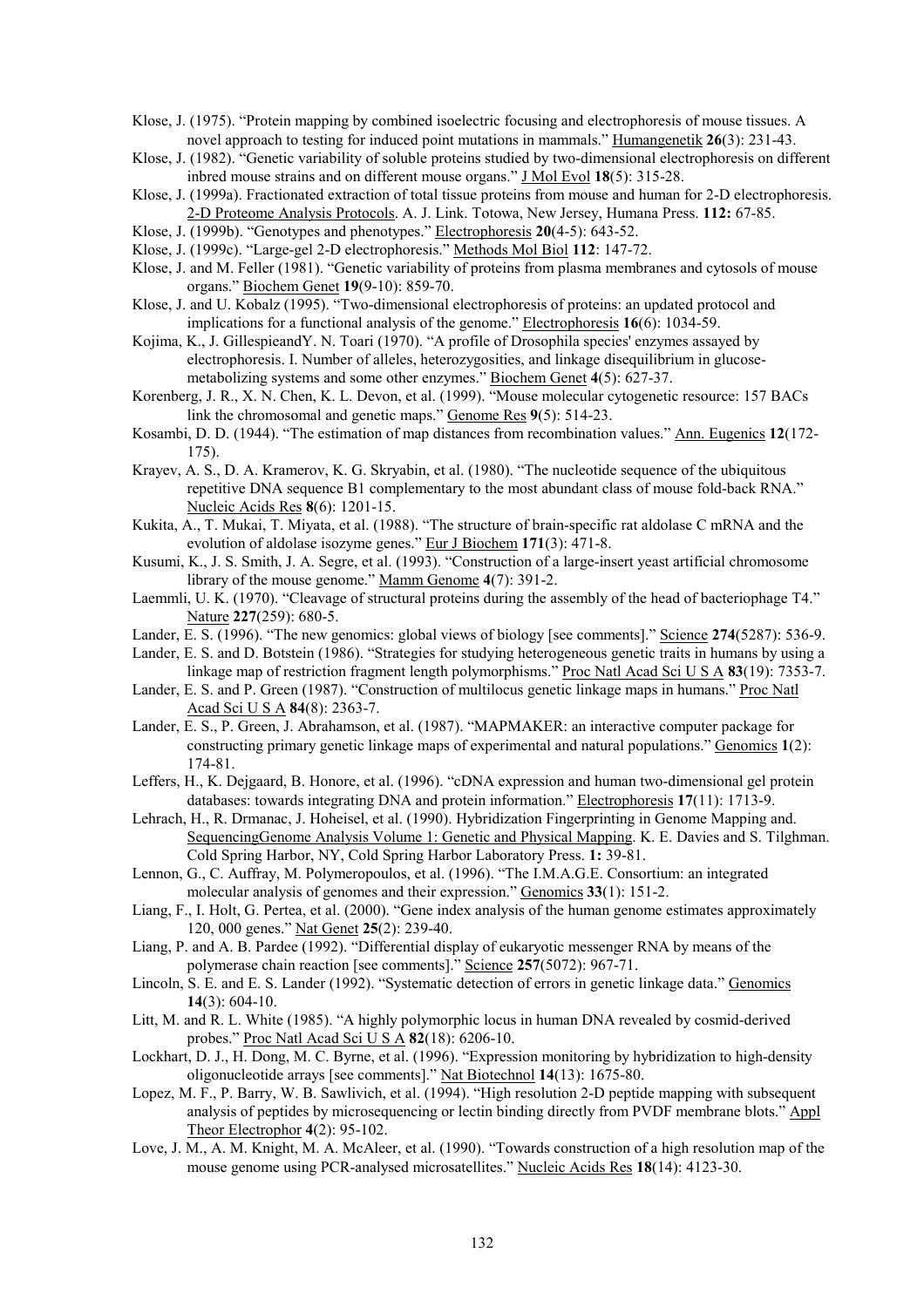Klose, J. (1975). "Protein mapping by combined isoelectric focusing and electrophoresis of mouse tissues. A novel approach to testing for induced point mutations in mammals." Humangenetik **26**(3): 231-43.

Klose, J. (1982). "Genetic variability of soluble proteins studied by two-dimensional electrophoresis on different inbred mouse strains and on different mouse organs." J Mol Evol **18**(5): 315-28.

Klose, J. (1999a). Fractionated extraction of total tissue proteins from mouse and human for 2-D electrophoresis. 2-D Proteome Analysis Protocols. A. J. Link. Totowa, New Jersey, Humana Press. **112:** 67-85.

Klose, J. (1999b). "Genotypes and phenotypes." Electrophoresis **20**(4-5): 643-52.

Klose, J. (1999c). "Large-gel 2-D electrophoresis." Methods Mol Biol **112**: 147-72.

Klose, J. and M. Feller (1981). "Genetic variability of proteins from plasma membranes and cytosols of mouse organs." Biochem Genet **19**(9-10): 859-70.

Klose, J. and U. Kobalz (1995). "Two-dimensional electrophoresis of proteins: an updated protocol and implications for a functional analysis of the genome." Electrophoresis **16**(6): 1034-59.

Kojima, K., J. GillespieandY. N. Toari (1970). "A profile of Drosophila species' enzymes assayed by electrophoresis. I. Number of alleles, heterozygosities, and linkage disequilibrium in glucose-metabolizing systems and some other enzymes." Biochem Genet **4**(5): 627-37.

Korenberg, J. R., X. N. Chen, K. L. Devon, et al. (1999). "Mouse molecular cytogenetic resource: 157 BACs link the chromosomal and genetic maps." Genome Res **9**(5): 514-23.

Kosambi, D. D. (1944). "The estimation of map distances from recombination values." Ann. Eugenics **12**(172-175).

Krayev, A. S., D. A. Kramerov, K. G. Skryabin, et al. (1980). "The nucleotide sequence of the ubiquitous repetitive DNA sequence B1 complementary to the most abundant class of mouse fold-back RNA." Nucleic Acids Res **8**(6): 1201-15.

Kukita, A., T. Mukai, T. Miyata, et al. (1988). "The structure of brain-specific rat aldolase C mRNA and the evolution of aldolase isozyme genes." Eur J Biochem **171**(3): 471-8.

Kusumi, K., J. S. Smith, J. A. Segre, et al. (1993). "Construction of a large-insert yeast artificial chromosome library of the mouse genome." Mamm Genome **4**(7): 391-2.

Laemmli, U. K. (1970). "Cleavage of structural proteins during the assembly of the head of bacteriophage T4." Nature **227**(259): 680-5.

Lander, E. S. (1996). "The new genomics: global views of biology [see comments]." Science **274**(5287): 536-9.

Lander, E. S. and D. Botstein (1986). "Strategies for studying heterogeneous genetic traits in humans by using a linkage map of restriction fragment length polymorphisms." Proc Natl Acad Sci U S A **83**(19): 7353-7.

Lander, E. S. and P. Green (1987). "Construction of multilocus genetic linkage maps in humans." Proc Natl Acad Sci U S A **84**(8): 2363-7.

Lander, E. S., P. Green, J. Abrahamson, et al. (1987). "MAPMAKER: an interactive computer package for constructing primary genetic linkage maps of experimental and natural populations." Genomics **1**(2): 174-81.

Leffers, H., K. Dejgaard, B. Honore, et al. (1996). "cDNA expression and human two-dimensional gel protein databases: towards integrating DNA and protein information." Electrophoresis **17**(11): 1713-9.

Lehrach, H., R. Drmanac, J. Hoheisel, et al. (1990). Hybridization Fingerprinting in Genome Mapping and. SequencingGenome Analysis Volume 1: Genetic and Physical Mapping. K. E. Davies and S. Tilghman. Cold Spring Harbor, NY, Cold Spring Harbor Laboratory Press. **1:** 39-81.

Lennon, G., C. Auffray, M. Polymeropoulos, et al. (1996). "The I.M.A.G.E. Consortium: an integrated molecular analysis of genomes and their expression." Genomics **33**(1): 151-2.

Liang, F., I. Holt, G. Pertea, et al. (2000). "Gene index analysis of the human genome estimates approximately 120, 000 genes." Nat Genet **25**(2): 239-40.

Liang, P. and A. B. Pardee (1992). "Differential display of eukaryotic messenger RNA by means of the polymerase chain reaction [see comments]." Science **257**(5072): 967-71.

Lincoln, S. E. and E. S. Lander (1992). "Systematic detection of errors in genetic linkage data." Genomics **14**(3): 604-10.

Litt, M. and R. L. White (1985). "A highly polymorphic locus in human DNA revealed by cosmid-derived probes." Proc Natl Acad Sci U S A **82**(18): 6206-10.

Lockhart, D. J., H. Dong, M. C. Byrne, et al. (1996). "Expression monitoring by hybridization to high-density oligonucleotide arrays [see comments]." Nat Biotechnol **14**(13): 1675-80.

Lopez, M. F., P. Barry, W. B. Sawlivich, et al. (1994). "High resolution 2-D peptide mapping with subsequent analysis of peptides by microsequencing or lectin binding directly from PVDF membrane blots." Appl Theor Electrophor **4**(2): 95-102.

Love, J. M., A. M. Knight, M. A. McAleer, et al. (1990). "Towards construction of a high resolution map of the mouse genome using PCR-analysed microsatellites." Nucleic Acids Res **18**(14): 4123-30.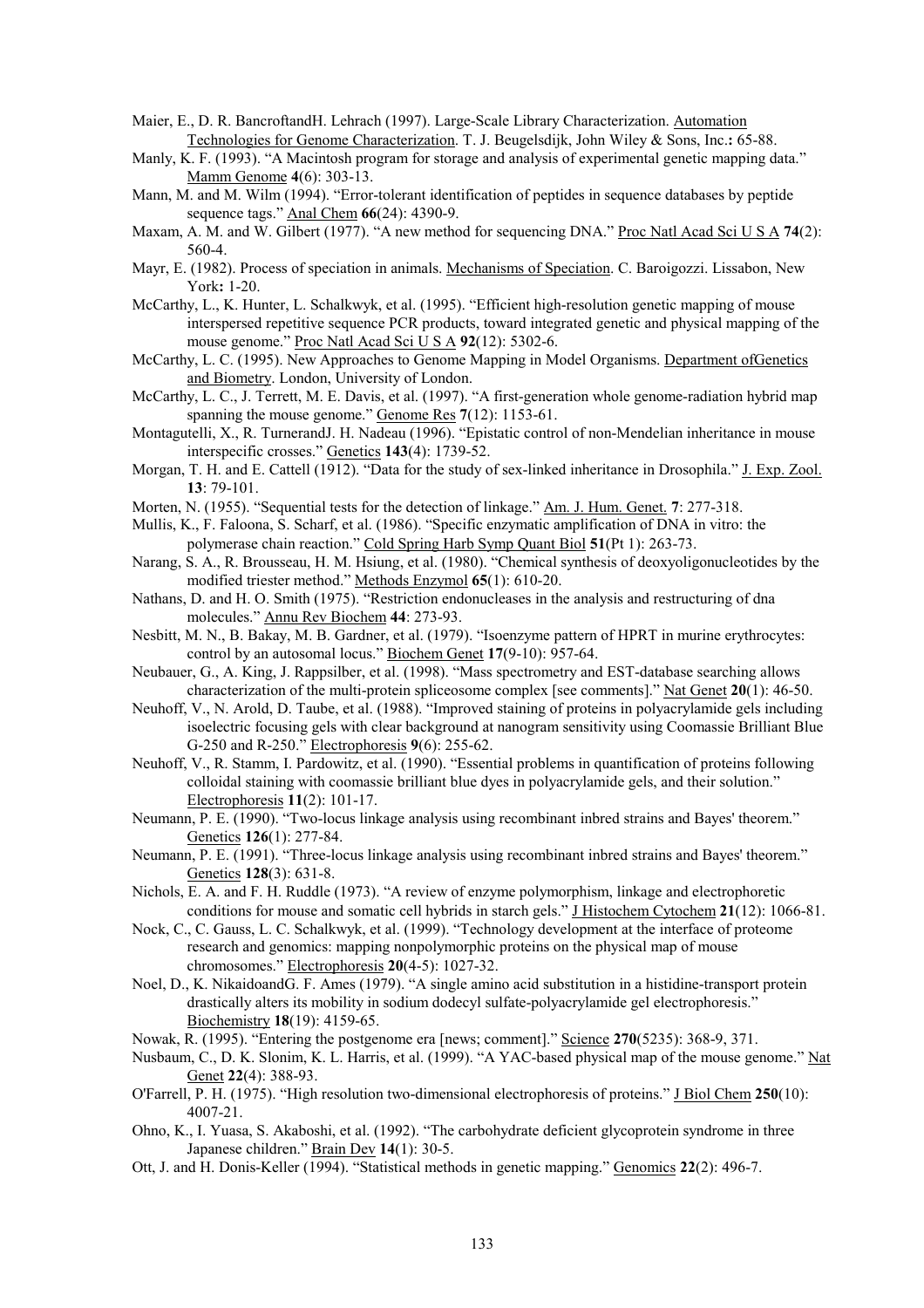Maier, E., D. R. BancroftandH. Lehrach (1997). Large-Scale Library Characterization. Automation Technologies for Genome Characterization. T. J. Beugelsdijk, John Wiley & Sons, Inc.**:** 65-88.

Manly, K. F. (1993). "A Macintosh program for storage and analysis of experimental genetic mapping data." Mamm Genome **4**(6): 303-13.

Mann, M. and M. Wilm (1994). "Error-tolerant identification of peptides in sequence databases by peptide sequence tags." Anal Chem **66**(24): 4390-9.

Maxam, A. M. and W. Gilbert (1977). "A new method for sequencing DNA." Proc Natl Acad Sci U S A **74**(2): 560-4.

Mayr, E. (1982). Process of speciation in animals. Mechanisms of Speciation. C. Baroigozzi. Lissabon, New York**:** 1-20.

McCarthy, L., K. Hunter, L. Schalkwyk, et al. (1995). "Efficient high-resolution genetic mapping of mouse interspersed repetitive sequence PCR products, toward integrated genetic and physical mapping of the mouse genome." Proc Natl Acad Sci U S A **92**(12): 5302-6.

McCarthy, L. C. (1995). New Approaches to Genome Mapping in Model Organisms. Department ofGenetics and Biometry. London, University of London.

McCarthy, L. C., J. Terrett, M. E. Davis, et al. (1997). "A first-generation whole genome-radiation hybrid map spanning the mouse genome." Genome Res **7**(12): 1153-61.

Montagutelli, X., R. TurnerandJ. H. Nadeau (1996). "Epistatic control of non-Mendelian inheritance in mouse interspecific crosses." Genetics **143**(4): 1739-52.

Morgan, T. H. and E. Cattell (1912). "Data for the study of sex-linked inheritance in Drosophila." J. Exp. Zool. **13**: 79-101.

Morten, N. (1955). "Sequential tests for the detection of linkage." Am. J. Hum. Genet. **7**: 277-318.

Mullis, K., F. Faloona, S. Scharf, et al. (1986). "Specific enzymatic amplification of DNA in vitro: the polymerase chain reaction." Cold Spring Harb Symp Quant Biol **51**(Pt 1): 263-73.

Narang, S. A., R. Brousseau, H. M. Hsiung, et al. (1980). "Chemical synthesis of deoxyoligonucleotides by the modified triester method." Methods Enzymol **65**(1): 610-20.

Nathans, D. and H. O. Smith (1975). "Restriction endonucleases in the analysis and restructuring of dna molecules." Annu Rev Biochem **44**: 273-93.

Nesbitt, M. N., B. Bakay, M. B. Gardner, et al. (1979). "Isoenzyme pattern of HPRT in murine erythrocytes: control by an autosomal locus." Biochem Genet **17**(9-10): 957-64.

Neubauer, G., A. King, J. Rappsilber, et al. (1998). "Mass spectrometry and EST-database searching allows characterization of the multi-protein spliceosome complex [see comments]." Nat Genet **20**(1): 46-50.

Neuhoff, V., N. Arold, D. Taube, et al. (1988). "Improved staining of proteins in polyacrylamide gels including isoelectric focusing gels with clear background at nanogram sensitivity using Coomassie Brilliant Blue G-250 and R-250." Electrophoresis **9**(6): 255-62.

Neuhoff, V., R. Stamm, I. Pardowitz, et al. (1990). "Essential problems in quantification of proteins following colloidal staining with coomassie brilliant blue dyes in polyacrylamide gels, and their solution." Electrophoresis **11**(2): 101-17.

Neumann, P. E. (1990). "Two-locus linkage analysis using recombinant inbred strains and Bayes' theorem." Genetics **126**(1): 277-84.

Neumann, P. E. (1991). "Three-locus linkage analysis using recombinant inbred strains and Bayes' theorem." Genetics **128**(3): 631-8.

Nichols, E. A. and F. H. Ruddle (1973). "A review of enzyme polymorphism, linkage and electrophoretic conditions for mouse and somatic cell hybrids in starch gels." J Histochem Cytochem **21**(12): 1066-81.

Nock, C., C. Gauss, L. C. Schalkwyk, et al. (1999). "Technology development at the interface of proteome research and genomics: mapping nonpolymorphic proteins on the physical map of mouse chromosomes." Electrophoresis **20**(4-5): 1027-32.

Noel, D., K. NikaidoandG. F. Ames (1979). "A single amino acid substitution in a histidine-transport protein drastically alters its mobility in sodium dodecyl sulfate-polyacrylamide gel electrophoresis." Biochemistry **18**(19): 4159-65.

Nowak, R. (1995). "Entering the postgenome era [news; comment]." Science **270**(5235): 368-9, 371.

Nusbaum, C., D. K. Slonim, K. L. Harris, et al. (1999). "A YAC-based physical map of the mouse genome." Nat Genet **22**(4): 388-93.

O'Farrell, P. H. (1975). "High resolution two-dimensional electrophoresis of proteins." J Biol Chem **250**(10): 4007-21.

Ohno, K., I. Yuasa, S. Akaboshi, et al. (1992). "The carbohydrate deficient glycoprotein syndrome in three Japanese children." Brain Dev **14**(1): 30-5.

Ott, J. and H. Donis-Keller (1994). "Statistical methods in genetic mapping." Genomics **22**(2): 496-7.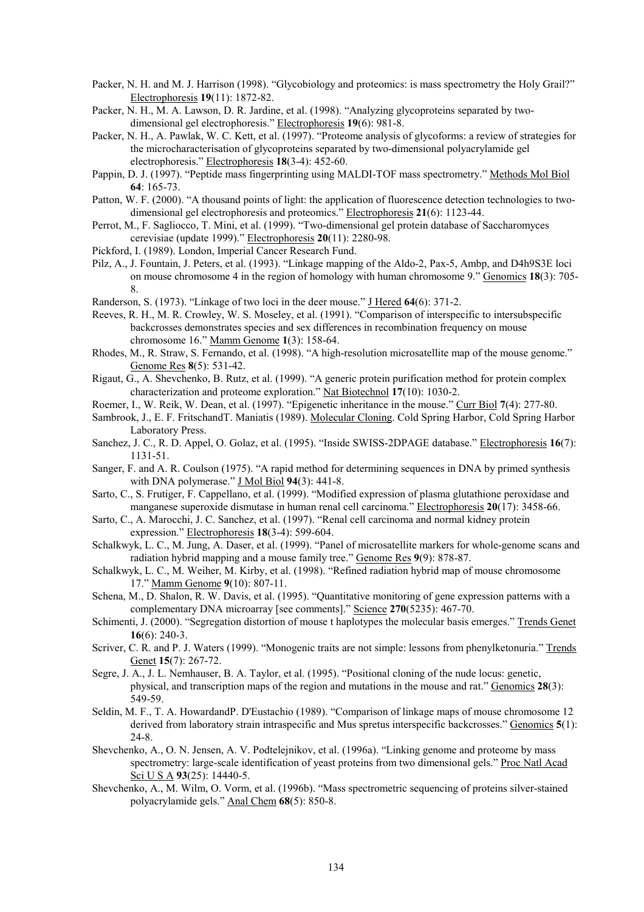Packer, N. H. and M. J. Harrison (1998). "Glycobiology and proteomics: is mass spectrometry the Holy Grail?" Electrophoresis **19**(11): 1872-82.

Packer, N. H., M. A. Lawson, D. R. Jardine, et al. (1998). "Analyzing glycoproteins separated by two-dimensional gel electrophoresis." Electrophoresis **19**(6): 981-8.

Packer, N. H., A. Pawlak, W. C. Kett, et al. (1997). "Proteome analysis of glycoforms: a review of strategies for the microcharacterisation of glycoproteins separated by two-dimensional polyacrylamide gel electrophoresis." Electrophoresis **18**(3-4): 452-60.

Pappin, D. J. (1997). "Peptide mass fingerprinting using MALDI-TOF mass spectrometry." Methods Mol Biol **64**: 165-73.

Patton, W. F. (2000). "A thousand points of light: the application of fluorescence detection technologies to two-dimensional gel electrophoresis and proteomics." Electrophoresis **21**(6): 1123-44.

Perrot, M., F. Sagliocco, T. Mini, et al. (1999). "Two-dimensional gel protein database of Saccharomyces cerevisiae (update 1999)." Electrophoresis **20**(11): 2280-98.

Pickford, I. (1989). London, Imperial Cancer Research Fund.

Pilz, A., J. Fountain, J. Peters, et al. (1993). "Linkage mapping of the Aldo-2, Pax-5, Ambp, and D4h9S3E loci on mouse chromosome 4 in the region of homology with human chromosome 9." Genomics **18**(3): 705-8.

Randerson, S. (1973). "Linkage of two loci in the deer mouse." J Hered **64**(6): 371-2.

Reeves, R. H., M. R. Crowley, W. S. Moseley, et al. (1991). "Comparison of interspecific to intersubspecific backcrosses demonstrates species and sex differences in recombination frequency on mouse chromosome 16." Mamm Genome **1**(3): 158-64.

Rhodes, M., R. Straw, S. Fernando, et al. (1998). "A high-resolution microsatellite map of the mouse genome." Genome Res **8**(5): 531-42.

Rigaut, G., A. Shevchenko, B. Rutz, et al. (1999). "A generic protein purification method for protein complex characterization and proteome exploration." Nat Biotechnol **17**(10): 1030-2.

Roemer, I., W. Reik, W. Dean, et al. (1997). "Epigenetic inheritance in the mouse." Curr Biol **7**(4): 277-80.

Sambrook, J., E. F. FritschandT. Maniatis (1989). Molecular Cloning. Cold Spring Harbor, Cold Spring Harbor Laboratory Press.

Sanchez, J. C., R. D. Appel, O. Golaz, et al. (1995). "Inside SWISS-2DPAGE database." Electrophoresis **16**(7): 1131-51.

Sanger, F. and A. R. Coulson (1975). "A rapid method for determining sequences in DNA by primed synthesis with DNA polymerase." J Mol Biol **94**(3): 441-8.

Sarto, C., S. Frutiger, F. Cappellano, et al. (1999). "Modified expression of plasma glutathione peroxidase and manganese superoxide dismutase in human renal cell carcinoma." Electrophoresis **20**(17): 3458-66.

Sarto, C., A. Marocchi, J. C. Sanchez, et al. (1997). "Renal cell carcinoma and normal kidney protein expression." Electrophoresis **18**(3-4): 599-604.

Schalkwyk, L. C., M. Jung, A. Daser, et al. (1999). "Panel of microsatellite markers for whole-genome scans and radiation hybrid mapping and a mouse family tree." Genome Res **9**(9): 878-87.

Schalkwyk, L. C., M. Weiher, M. Kirby, et al. (1998). "Refined radiation hybrid map of mouse chromosome 17." Mamm Genome **9**(10): 807-11.

Schena, M., D. Shalon, R. W. Davis, et al. (1995). "Quantitative monitoring of gene expression patterns with a complementary DNA microarray [see comments]." Science **270**(5235): 467-70.

Schimenti, J. (2000). "Segregation distortion of mouse t haplotypes the molecular basis emerges." Trends Genet **16**(6): 240-3.

Scriver, C. R. and P. J. Waters (1999). "Monogenic traits are not simple: lessons from phenylketonuria." Trends Genet **15**(7): 267-72.

Segre, J. A., J. L. Nemhauser, B. A. Taylor, et al. (1995). "Positional cloning of the nude locus: genetic, physical, and transcription maps of the region and mutations in the mouse and rat." Genomics **28**(3): 549-59.

Seldin, M. F., T. A. HowardandP. D'Eustachio (1989). "Comparison of linkage maps of mouse chromosome 12 derived from laboratory strain intraspecific and Mus spretus interspecific backcrosses." Genomics **5**(1): 24-8.

Shevchenko, A., O. N. Jensen, A. V. Podtelejnikov, et al. (1996a). "Linking genome and proteome by mass spectrometry: large-scale identification of yeast proteins from two dimensional gels." Proc Natl Acad Sci U S A **93**(25): 14440-5.

Shevchenko, A., M. Wilm, O. Vorm, et al. (1996b). "Mass spectrometric sequencing of proteins silver-stained polyacrylamide gels." Anal Chem **68**(5): 850-8.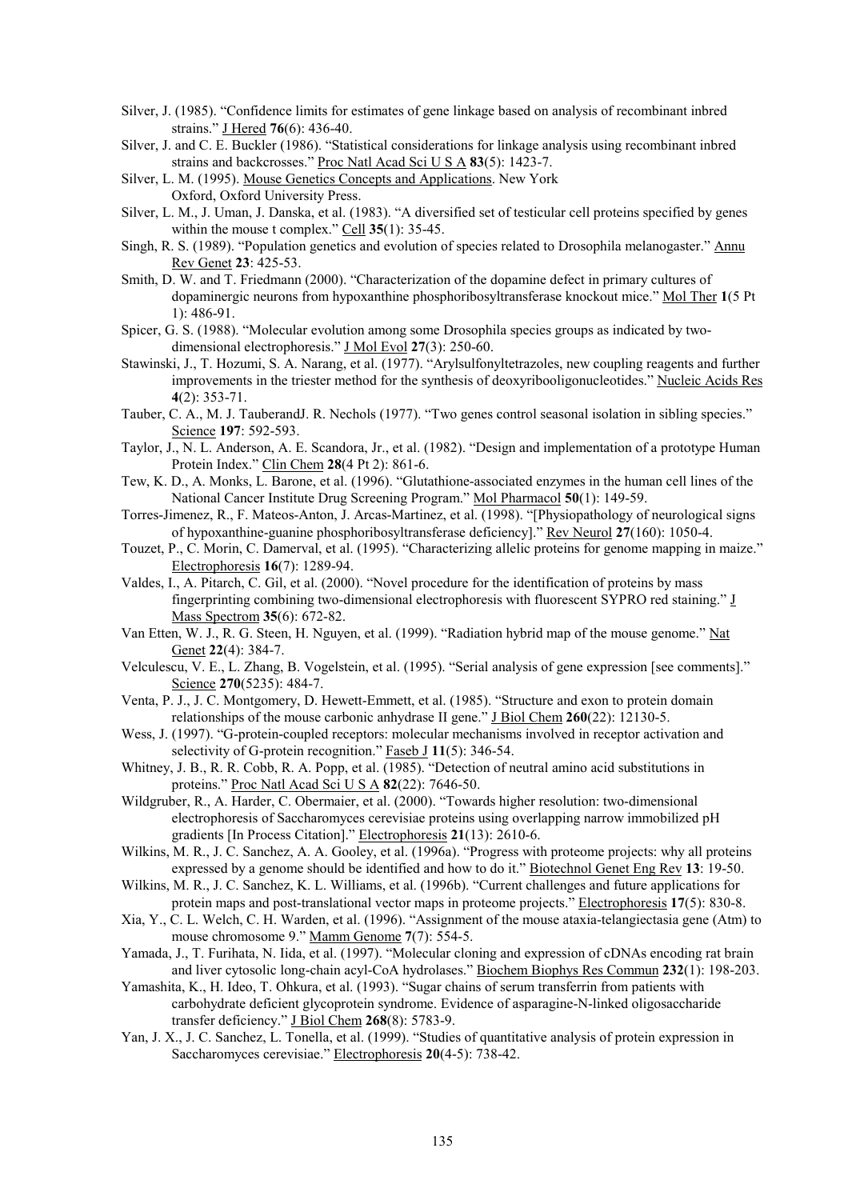Silver, J. (1985). "Confidence limits for estimates of gene linkage based on analysis of recombinant inbred strains." J Hered **76**(6): 436-40.

Silver, J. and C. E. Buckler (1986). "Statistical considerations for linkage analysis using recombinant inbred strains and backcrosses." Proc Natl Acad Sci U S A **83**(5): 1423-7.

Silver, L. M. (1995). Mouse Genetics Concepts and Applications. New York Oxford, Oxford University Press.

Silver, L. M., J. Uman, J. Danska, et al. (1983). "A diversified set of testicular cell proteins specified by genes within the mouse t complex." Cell **35**(1): 35-45.

Singh, R. S. (1989). "Population genetics and evolution of species related to Drosophila melanogaster." Annu Rev Genet **23**: 425-53.

Smith, D. W. and T. Friedmann (2000). "Characterization of the dopamine defect in primary cultures of dopaminergic neurons from hypoxanthine phosphoribosyltransferase knockout mice." Mol Ther **1**(5 Pt 1): 486-91.

Spicer, G. S. (1988). "Molecular evolution among some Drosophila species groups as indicated by two-dimensional electrophoresis." J Mol Evol **27**(3): 250-60.

Stawinski, J., T. Hozumi, S. A. Narang, et al. (1977). "Arylsulfonyltetrazoles, new coupling reagents and further improvements in the triester method for the synthesis of deoxyribooligonucleotides." Nucleic Acids Res **4**(2): 353-71.

Tauber, C. A., M. J. TauberandJ. R. Nechols (1977). "Two genes control seasonal isolation in sibling species." Science **197**: 592-593.

Taylor, J., N. L. Anderson, A. E. Scandora, Jr., et al. (1982). "Design and implementation of a prototype Human Protein Index." Clin Chem **28**(4 Pt 2): 861-6.

Tew, K. D., A. Monks, L. Barone, et al. (1996). "Glutathione-associated enzymes in the human cell lines of the National Cancer Institute Drug Screening Program." Mol Pharmacol **50**(1): 149-59.

Torres-Jimenez, R., F. Mateos-Anton, J. Arcas-Martinez, et al. (1998). "[Physiopathology of neurological signs of hypoxanthine-guanine phosphoribosyltransferase deficiency]." Rev Neurol **27**(160): 1050-4.

Touzet, P., C. Morin, C. Damerval, et al. (1995). "Characterizing allelic proteins for genome mapping in maize." Electrophoresis **16**(7): 1289-94.

Valdes, I., A. Pitarch, C. Gil, et al. (2000). "Novel procedure for the identification of proteins by mass fingerprinting combining two-dimensional electrophoresis with fluorescent SYPRO red staining." J Mass Spectrom **35**(6): 672-82.

Van Etten, W. J., R. G. Steen, H. Nguyen, et al. (1999). "Radiation hybrid map of the mouse genome." Nat Genet **22**(4): 384-7.

Velculescu, V. E., L. Zhang, B. Vogelstein, et al. (1995). "Serial analysis of gene expression [see comments]." Science **270**(5235): 484-7.

Venta, P. J., J. C. Montgomery, D. Hewett-Emmett, et al. (1985). "Structure and exon to protein domain relationships of the mouse carbonic anhydrase II gene." J Biol Chem **260**(22): 12130-5.

Wess, J. (1997). "G-protein-coupled receptors: molecular mechanisms involved in receptor activation and selectivity of G-protein recognition." Faseb J **11**(5): 346-54.

Whitney, J. B., R. R. Cobb, R. A. Popp, et al. (1985). "Detection of neutral amino acid substitutions in proteins." Proc Natl Acad Sci U S A **82**(22): 7646-50.

Wildgruber, R., A. Harder, C. Obermaier, et al. (2000). "Towards higher resolution: two-dimensional electrophoresis of Saccharomyces cerevisiae proteins using overlapping narrow immobilized pH gradients [In Process Citation]." Electrophoresis **21**(13): 2610-6.

Wilkins, M. R., J. C. Sanchez, A. A. Gooley, et al. (1996a). "Progress with proteome projects: why all proteins expressed by a genome should be identified and how to do it." Biotechnol Genet Eng Rev **13**: 19-50.

Wilkins, M. R., J. C. Sanchez, K. L. Williams, et al. (1996b). "Current challenges and future applications for protein maps and post-translational vector maps in proteome projects." Electrophoresis **17**(5): 830-8.

Xia, Y., C. L. Welch, C. H. Warden, et al. (1996). "Assignment of the mouse ataxia-telangiectasia gene (Atm) to mouse chromosome 9." Mamm Genome **7**(7): 554-5.

Yamada, J., T. Furihata, N. Iida, et al. (1997). "Molecular cloning and expression of cDNAs encoding rat brain and liver cytosolic long-chain acyl-CoA hydrolases." Biochem Biophys Res Commun **232**(1): 198-203.

Yamashita, K., H. Ideo, T. Ohkura, et al. (1993). "Sugar chains of serum transferrin from patients with carbohydrate deficient glycoprotein syndrome. Evidence of asparagine-N-linked oligosaccharide transfer deficiency." J Biol Chem **268**(8): 5783-9.

Yan, J. X., J. C. Sanchez, L. Tonella, et al. (1999). "Studies of quantitative analysis of protein expression in Saccharomyces cerevisiae." Electrophoresis **20**(4-5): 738-42.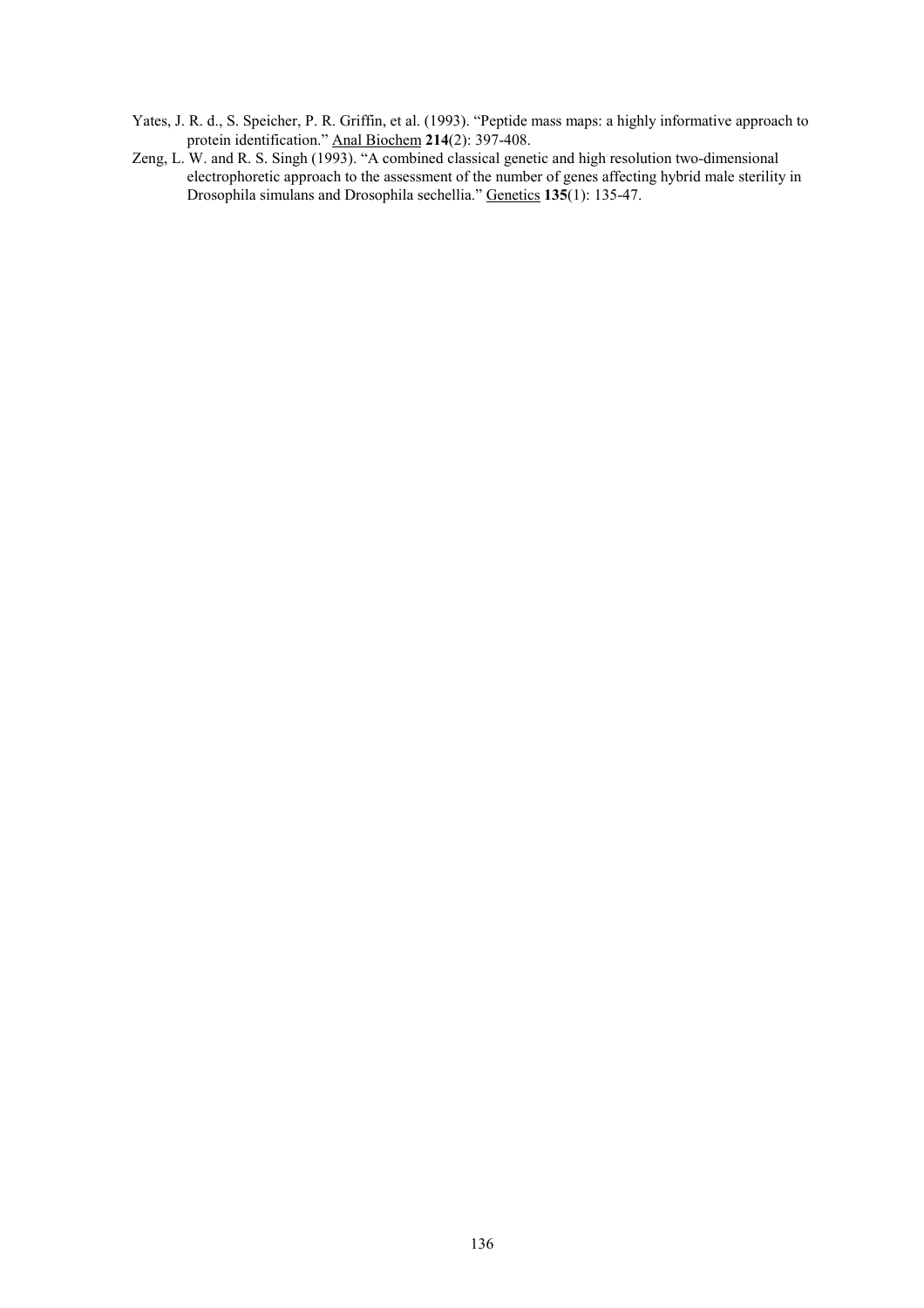Yates, J. R. d., S. Speicher, P. R. Griffin, et al. (1993). "Peptide mass maps: a highly informative approach to protein identification." Anal Biochem **214**(2): 397-408.

Zeng, L. W. and R. S. Singh (1993). "A combined classical genetic and high resolution two-dimensional electrophoretic approach to the assessment of the number of genes affecting hybrid male sterility in Drosophila simulans and Drosophila sechellia." Genetics **135**(1): 135-47.